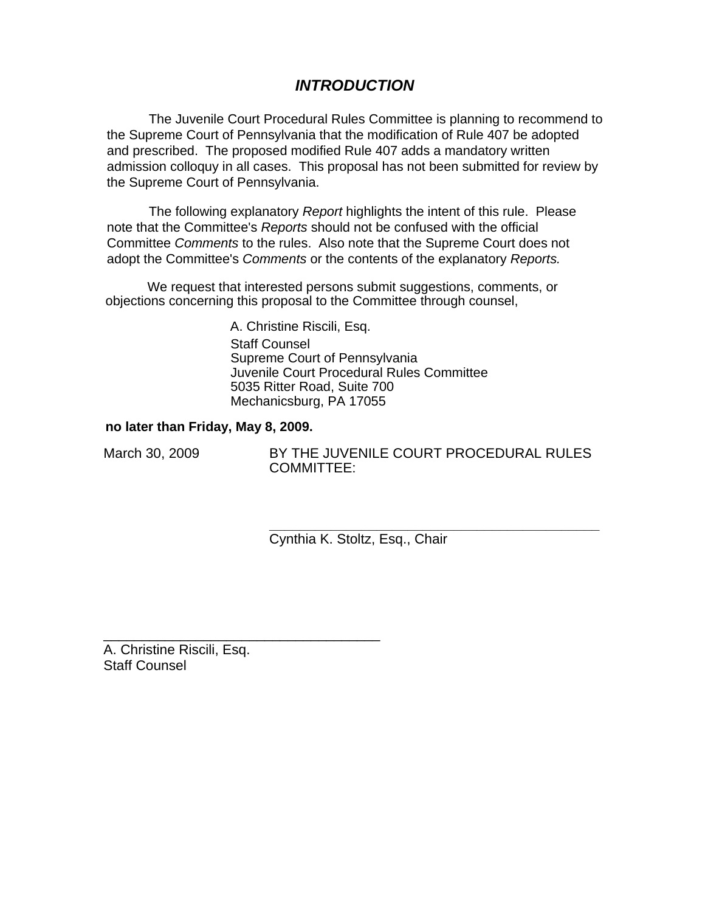## *INTRODUCTION*

The Juvenile Court Procedural Rules Committee is planning to recommend to the Supreme Court of Pennsylvania that the modification of Rule 407 be adopted and prescribed. The proposed modified Rule 407 adds a mandatory written admission colloquy in all cases. This proposal has not been submitted for review by the Supreme Court of Pennsylvania.

The following explanatory *Report* highlights the intent of this rule. Please note that the Committee's *Reports* should not be confused with the official Committee *Comments* to the rules. Also note that the Supreme Court does not adopt the Committee's *Comments* or the contents of the explanatory *Reports.*

We request that interested persons submit suggestions, comments, or objections concerning this proposal to the Committee through counsel,

A. Christine Riscili, Esq.
Staff Counsel
Supreme Court of Pennsylvania
Juvenile Court Procedural Rules Committee
5035 Ritter Road, Suite 700
Mechanicsburg, PA 17055

**no later than Friday, May 8, 2009.**

March 30, 2009

BY THE JUVENILE COURT PROCEDURAL RULES COMMITTEE:

\_\_\_\_\_\_\_\_\_\_\_\_\_\_\_\_\_\_\_\_\_\_\_\_\_\_\_\_\_\_\_\_\_\_\_\_\_\_\_\_\_\_\_\_
Cynthia K. Stoltz, Esq., Chair

\_\_\_\_\_\_\_\_\_\_\_\_\_\_\_\_\_\_\_\_\_\_\_\_\_\_\_\_\_\_\_\_\_\_\_\_\_\_
A. Christine Riscili, Esq.
Staff Counsel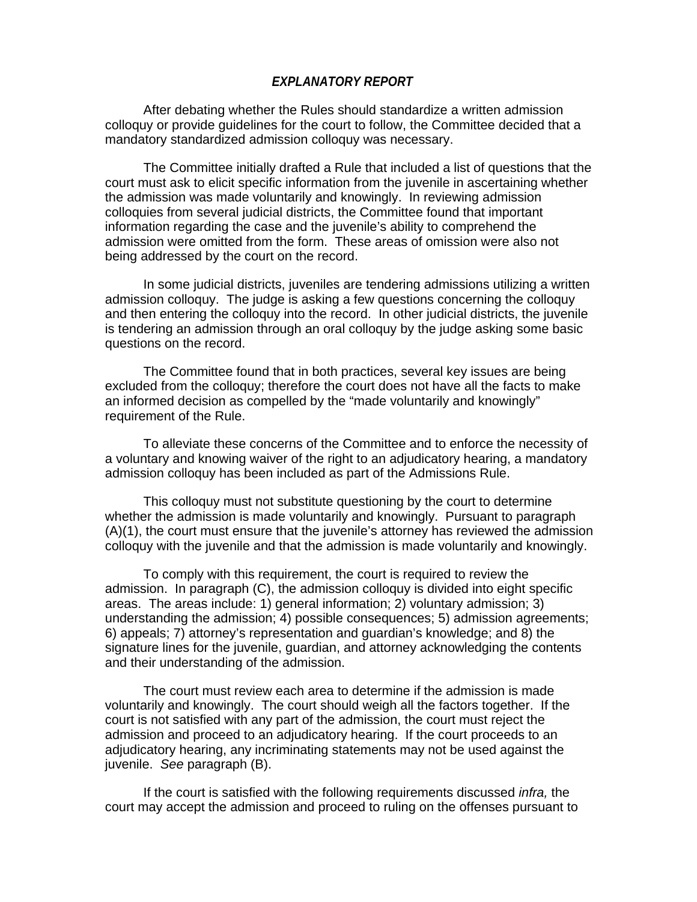## *EXPLANATORY REPORT*

After debating whether the Rules should standardize a written admission colloquy or provide guidelines for the court to follow, the Committee decided that a mandatory standardized admission colloquy was necessary.

The Committee initially drafted a Rule that included a list of questions that the court must ask to elicit specific information from the juvenile in ascertaining whether the admission was made voluntarily and knowingly. In reviewing admission colloquies from several judicial districts, the Committee found that important information regarding the case and the juvenile's ability to comprehend the admission were omitted from the form. These areas of omission were also not being addressed by the court on the record.

In some judicial districts, juveniles are tendering admissions utilizing a written admission colloquy. The judge is asking a few questions concerning the colloquy and then entering the colloquy into the record. In other judicial districts, the juvenile is tendering an admission through an oral colloquy by the judge asking some basic questions on the record.

The Committee found that in both practices, several key issues are being excluded from the colloquy; therefore the court does not have all the facts to make an informed decision as compelled by the "made voluntarily and knowingly" requirement of the Rule.

To alleviate these concerns of the Committee and to enforce the necessity of a voluntary and knowing waiver of the right to an adjudicatory hearing, a mandatory admission colloquy has been included as part of the Admissions Rule.

This colloquy must not substitute questioning by the court to determine whether the admission is made voluntarily and knowingly. Pursuant to paragraph (A)(1), the court must ensure that the juvenile's attorney has reviewed the admission colloquy with the juvenile and that the admission is made voluntarily and knowingly.

To comply with this requirement, the court is required to review the admission. In paragraph (C), the admission colloquy is divided into eight specific areas. The areas include: 1) general information; 2) voluntary admission; 3) understanding the admission; 4) possible consequences; 5) admission agreements; 6) appeals; 7) attorney's representation and guardian's knowledge; and 8) the signature lines for the juvenile, guardian, and attorney acknowledging the contents and their understanding of the admission.

The court must review each area to determine if the admission is made voluntarily and knowingly. The court should weigh all the factors together. If the court is not satisfied with any part of the admission, the court must reject the admission and proceed to an adjudicatory hearing. If the court proceeds to an adjudicatory hearing, any incriminating statements may not be used against the juvenile. *See* paragraph (B).

If the court is satisfied with the following requirements discussed *infra,* the court may accept the admission and proceed to ruling on the offenses pursuant to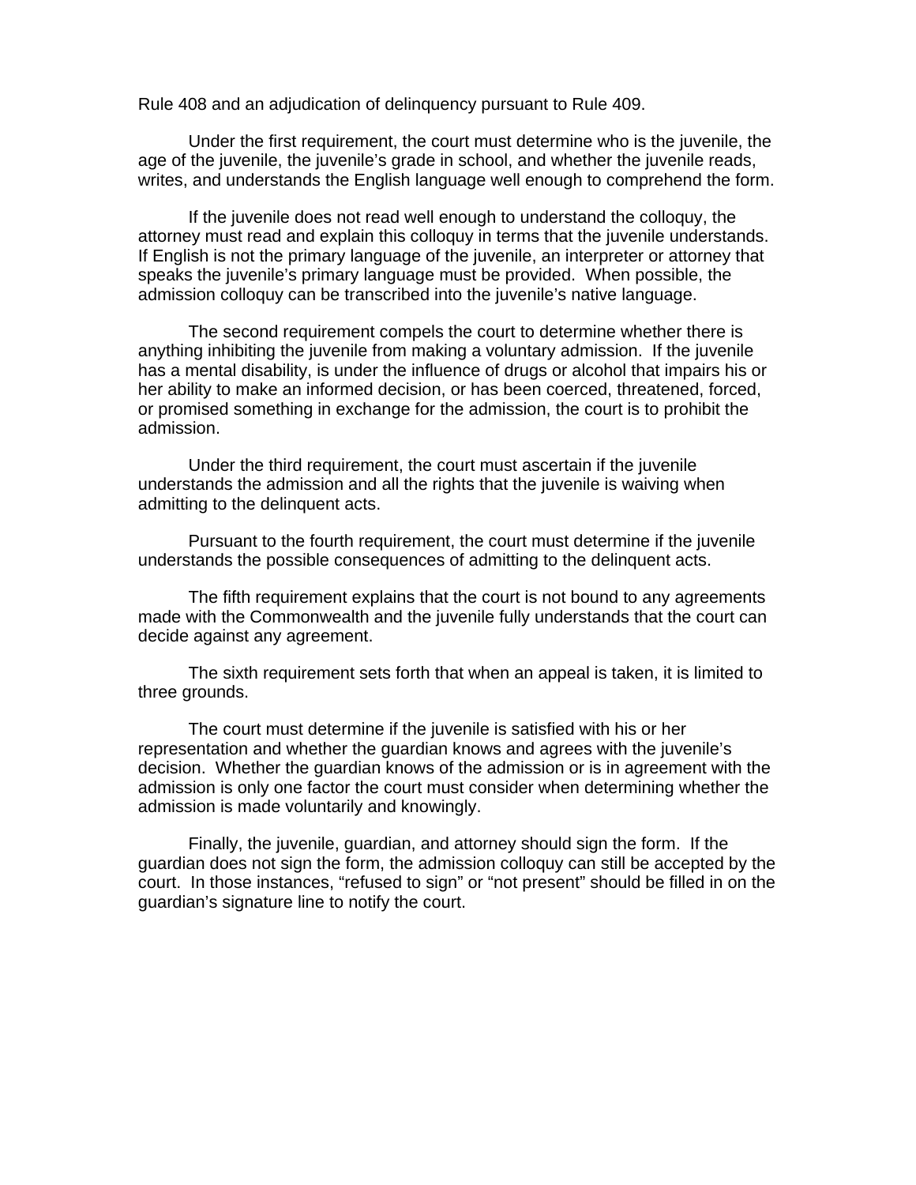Rule 408 and an adjudication of delinquency pursuant to Rule 409.

Under the first requirement, the court must determine who is the juvenile, the age of the juvenile, the juvenile's grade in school, and whether the juvenile reads, writes, and understands the English language well enough to comprehend the form.

If the juvenile does not read well enough to understand the colloquy, the attorney must read and explain this colloquy in terms that the juvenile understands. If English is not the primary language of the juvenile, an interpreter or attorney that speaks the juvenile's primary language must be provided. When possible, the admission colloquy can be transcribed into the juvenile's native language.

The second requirement compels the court to determine whether there is anything inhibiting the juvenile from making a voluntary admission. If the juvenile has a mental disability, is under the influence of drugs or alcohol that impairs his or her ability to make an informed decision, or has been coerced, threatened, forced, or promised something in exchange for the admission, the court is to prohibit the admission.

Under the third requirement, the court must ascertain if the juvenile understands the admission and all the rights that the juvenile is waiving when admitting to the delinquent acts.

Pursuant to the fourth requirement, the court must determine if the juvenile understands the possible consequences of admitting to the delinquent acts.

The fifth requirement explains that the court is not bound to any agreements made with the Commonwealth and the juvenile fully understands that the court can decide against any agreement.

The sixth requirement sets forth that when an appeal is taken, it is limited to three grounds.

The court must determine if the juvenile is satisfied with his or her representation and whether the guardian knows and agrees with the juvenile's decision. Whether the guardian knows of the admission or is in agreement with the admission is only one factor the court must consider when determining whether the admission is made voluntarily and knowingly.

Finally, the juvenile, guardian, and attorney should sign the form. If the guardian does not sign the form, the admission colloquy can still be accepted by the court. In those instances, "refused to sign" or "not present" should be filled in on the guardian's signature line to notify the court.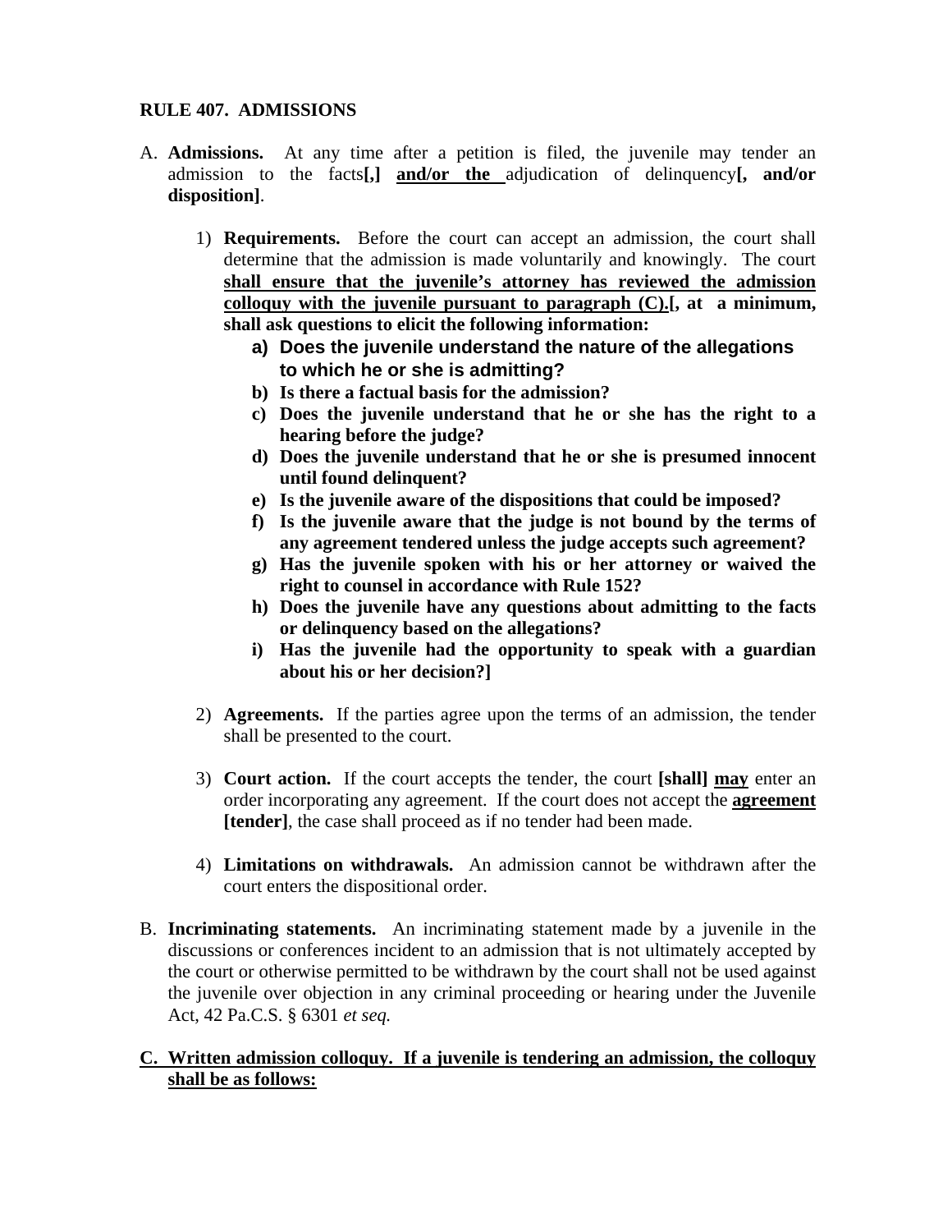**RULE 407. ADMISSIONS**

A. **Admissions.** At any time after a petition is filed, the juvenile may tender an admission to the facts**[,]** <u>**and/or the**</u> adjudication of delinquency**[, and/or disposition]**.

   1) **Requirements.** Before the court can accept an admission, the court shall determine that the admission is made voluntarily and knowingly. The court <u>**shall ensure that the juvenile's attorney has reviewed the admission colloquy with the juvenile pursuant to paragraph (C).**</u>**[, at a minimum, shall ask questions to elicit the following information:**
      **a) Does the juvenile understand the nature of the allegations to which he or she is admitting?**
      **b) Is there a factual basis for the admission?**
      **c) Does the juvenile understand that he or she has the right to a hearing before the judge?**
      **d) Does the juvenile understand that he or she is presumed innocent until found delinquent?**
      **e) Is the juvenile aware of the dispositions that could be imposed?**
      **f) Is the juvenile aware that the judge is not bound by the terms of any agreement tendered unless the judge accepts such agreement?**
      **g) Has the juvenile spoken with his or her attorney or waived the right to counsel in accordance with Rule 152?**
      **h) Does the juvenile have any questions about admitting to the facts or delinquency based on the allegations?**
      **i) Has the juvenile had the opportunity to speak with a guardian about his or her decision?]**

   2) **Agreements.** If the parties agree upon the terms of an admission, the tender shall be presented to the court.

   3) **Court action.** If the court accepts the tender, the court **[shall]** <u>**may**</u> enter an order incorporating any agreement. If the court does not accept the <u>**agreement**</u> **[tender]**, the case shall proceed as if no tender had been made.

   4) **Limitations on withdrawals.** An admission cannot be withdrawn after the court enters the dispositional order.

B. **Incriminating statements.** An incriminating statement made by a juvenile in the discussions or conferences incident to an admission that is not ultimately accepted by the court or otherwise permitted to be withdrawn by the court shall not be used against the juvenile over objection in any criminal proceeding or hearing under the Juvenile Act, 42 Pa.C.S. § 6301 *et seq.*

<u>**C. Written admission colloquy. If a juvenile is tendering an admission, the colloquy shall be as follows:**</u>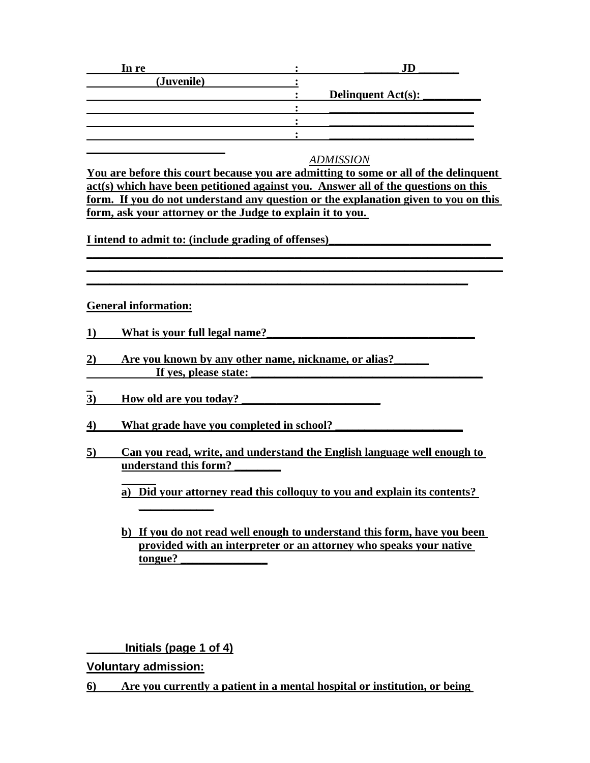| In re | : | ______ JD _______ |
|---|---|---|
| (Juvenile) | : | |
| | : | Delinquent Act(s): __________ |
| | : | ________________________ |
| | : | ________________________ |
| | : | ________________________ |

_______________________

*ADMISSION*

**You are before this court because you are admitting to some or all of the delinquent act(s) which have been petitioned against you. Answer all of the questions on this form. If you do not understand any question or the explanation given to you on this form, ask your attorney or the Judge to explain it to you.**

**I intend to admit to: (include grading of offenses)___________________________**

**______________________________________________________________________**

**______________________________________________________________________**

**________________________________________________________________**

**General information:**

**1) What is your full legal name?___________________________________**

**2) Are you known by any other name, nickname, or alias?______**
**If yes, please state: ______________________________________**

**3) How old are you today? _______________________**

**4) What grade have you completed in school? _____________________**

**5) Can you read, write, and understand the English language well enough to understand this form? ________**

**______**

**a) Did your attorney read this colloquy to you and explain its contents? ____________**

**b) If you do not read well enough to understand this form, have you been provided with an interpreter or an attorney who speaks your native tongue? _______________**

**______Initials (page 1 of 4)**

**Voluntary admission:**

**6) Are you currently a patient in a mental hospital or institution, or being**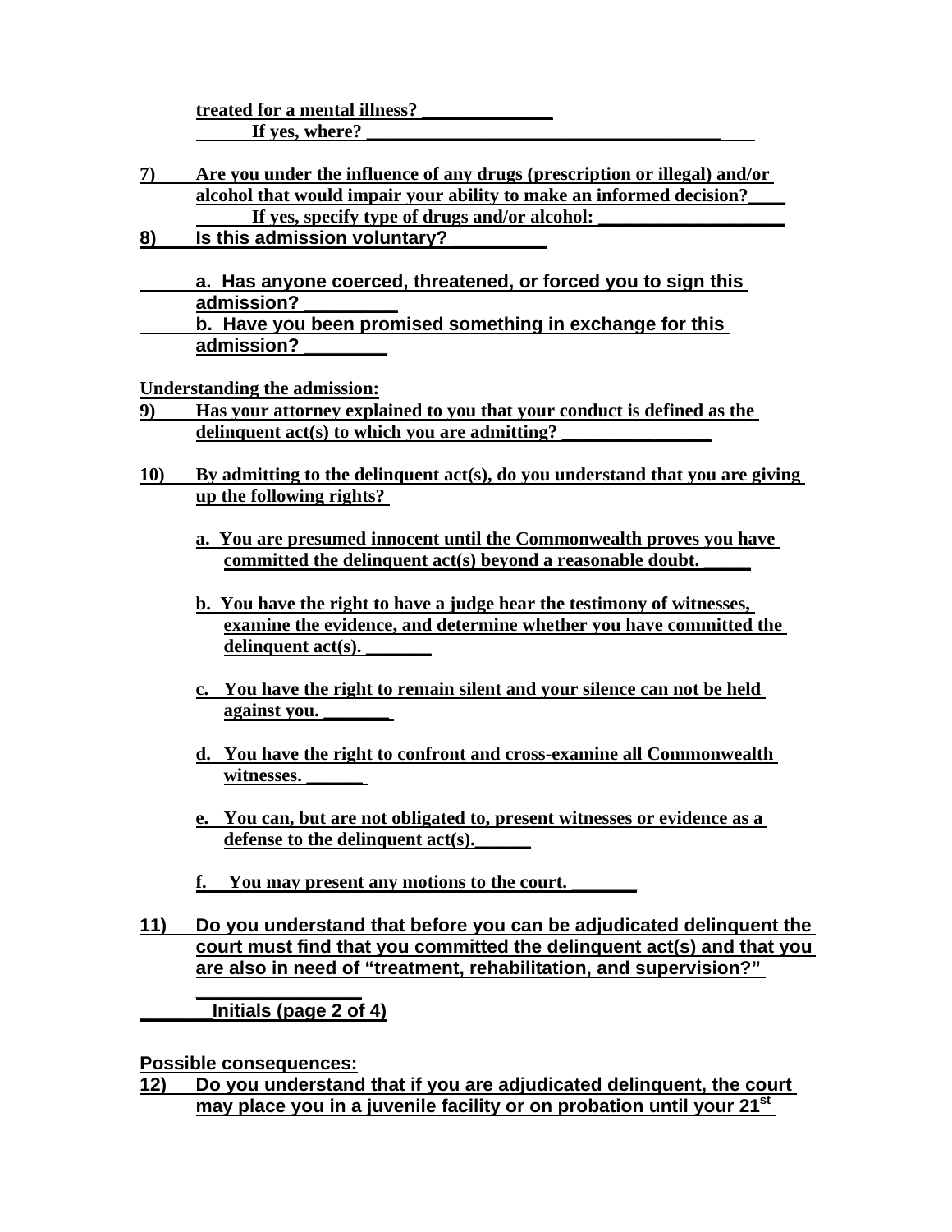treated for a mental illness? ______________
If yes, where? ______________________________________

7) Are you under the influence of any drugs (prescription or illegal) and/or alcohol that would impair your ability to make an informed decision?____
If yes, specify type of drugs and/or alcohol: ___________________

8) Is this admission voluntary? _________

a. Has anyone coerced, threatened, or forced you to sign this admission? _________
b. Have you been promised something in exchange for this admission? ________

**Understanding the admission:**

9) Has your attorney explained to you that your conduct is defined as the delinquent act(s) to which you are admitting? _______________

10) By admitting to the delinquent act(s), do you understand that you are giving up the following rights?

a. You are presumed innocent until the Commonwealth proves you have committed the delinquent act(s) beyond a reasonable doubt. _____

b. You have the right to have a judge hear the testimony of witnesses, examine the evidence, and determine whether you have committed the delinquent act(s). _______

c. You have the right to remain silent and your silence can not be held against you. _______

d. You have the right to confront and cross-examine all Commonwealth witnesses. ______

e. You can, but are not obligated to, present witnesses or evidence as a defense to the delinquent act(s).______

f. You may present any motions to the court. _______

11) Do you understand that before you can be adjudicated delinquent the court must find that you committed the delinquent act(s) and that you are also in need of "treatment, rehabilitation, and supervision?" ______________

_______Initials (page 2 of 4)

**Possible consequences:**

12) Do you understand that if you are adjudicated delinquent, the court may place you in a juvenile facility or on probation until your 21st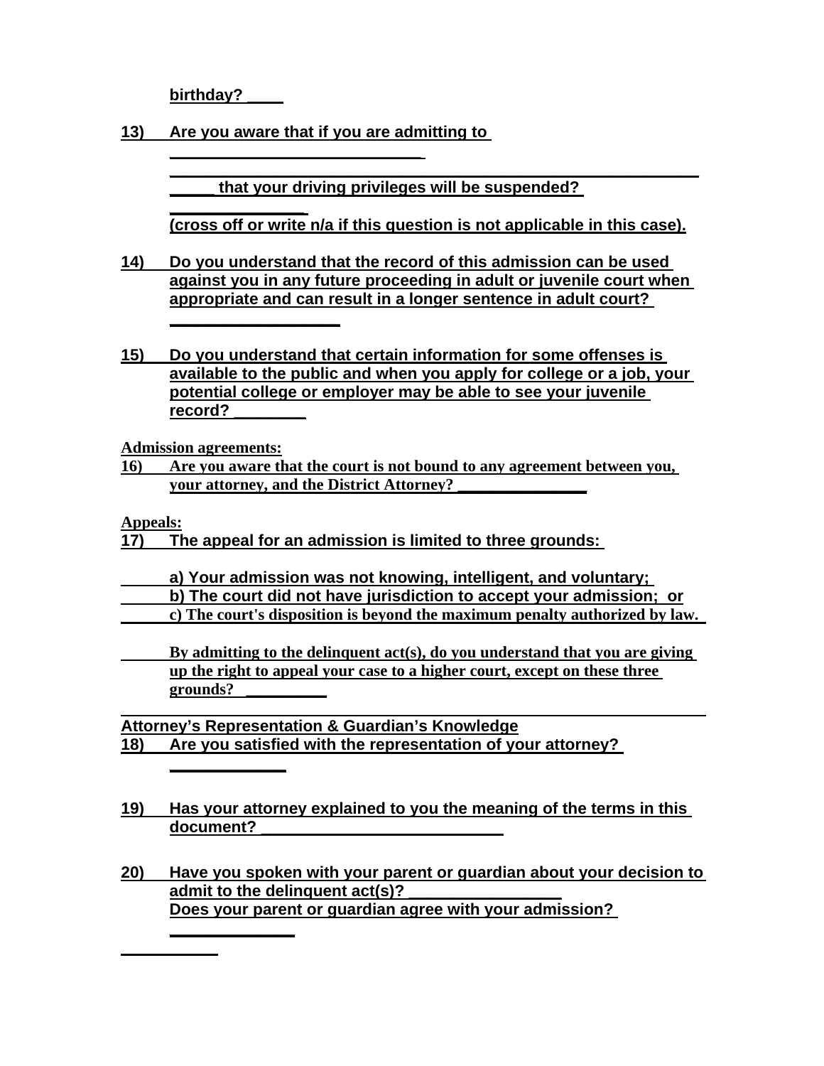birthday? ____

13) Are you aware that if you are admitting to ____________________________ ___________________________________________________________ _____ that your driving privileges will be suspended? _______________ (cross off or write n/a if this question is not applicable in this case).

14) Do you understand that the record of this admission can be used against you in any future proceeding in adult or juvenile court when appropriate and can result in a longer sentence in adult court? ___________________

15) Do you understand that certain information for some offenses is available to the public and when you apply for college or a job, your potential college or employer may be able to see your juvenile record? ________

**Admission agreements:**

16) Are you aware that the court is not bound to any agreement between you, your attorney, and the District Attorney? _______________

**Appeals:**

17) The appeal for an admission is limited to three grounds:

a) Your admission was not knowing, intelligent, and voluntary;
b) The court did not have jurisdiction to accept your admission; or
c) The court's disposition is beyond the maximum penalty authorized by law.

By admitting to the delinquent act(s), do you understand that you are giving up the right to appeal your case to a higher court, except on these three grounds? _________

---

**Attorney's Representation & Guardian's Knowledge**

18) Are you satisfied with the representation of your attorney? _____________

19) Has your attorney explained to you the meaning of the terms in this document? ___________________________

20) Have you spoken with your parent or guardian about your decision to admit to the delinquent act(s)? _________________
Does your parent or guardian agree with your admission? ______________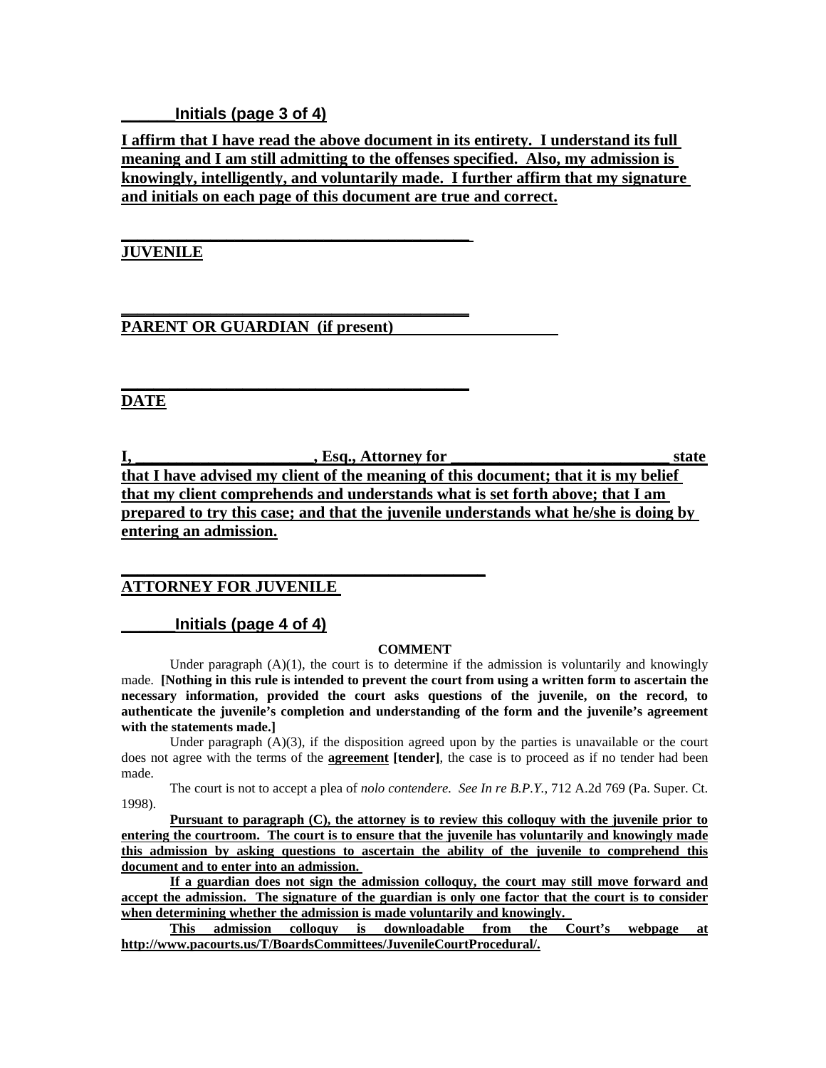______Initials (page 3 of 4)

**I affirm that I have read the above document in its entirety. I understand its full meaning and I am still admitting to the offenses specified. Also, my admission is knowingly, intelligently, and voluntarily made. I further affirm that my signature and initials on each page of this document are true and correct.**

______________________________________
**JUVENILE**

______________________________________
**PARENT OR GUARDIAN (if present)**

______________________________________
**DATE**

**I, ____________________, Esq., Attorney for ________________________ state that I have advised my client of the meaning of this document; that it is my belief that my client comprehends and understands what is set forth above; that I am prepared to try this case; and that the juvenile understands what he/she is doing by entering an admission.**

______________________________________
**ATTORNEY FOR JUVENILE**

______Initials (page 4 of 4)

**COMMENT**

Under paragraph (A)(1), the court is to determine if the admission is voluntarily and knowingly made. **[Nothing in this rule is intended to prevent the court from using a written form to ascertain the necessary information, provided the court asks questions of the juvenile, on the record, to authenticate the juvenile's completion and understanding of the form and the juvenile's agreement with the statements made.]**

Under paragraph (A)(3), if the disposition agreed upon by the parties is unavailable or the court does not agree with the terms of the **agreement** **[tender]**, the case is to proceed as if no tender had been made.

The court is not to accept a plea of *nolo contendere*. *See In re B.P.Y.*, 712 A.2d 769 (Pa. Super. Ct. 1998).

**Pursuant to paragraph (C), the attorney is to review this colloquy with the juvenile prior to entering the courtroom. The court is to ensure that the juvenile has voluntarily and knowingly made this admission by asking questions to ascertain the ability of the juvenile to comprehend this document and to enter into an admission.**

**If a guardian does not sign the admission colloquy, the court may still move forward and accept the admission. The signature of the guardian is only one factor that the court is to consider when determining whether the admission is made voluntarily and knowingly.**

**This admission colloquy is downloadable from the Court's webpage at http://www.pacourts.us/T/BoardsCommittees/JuvenileCourtProcedural/.**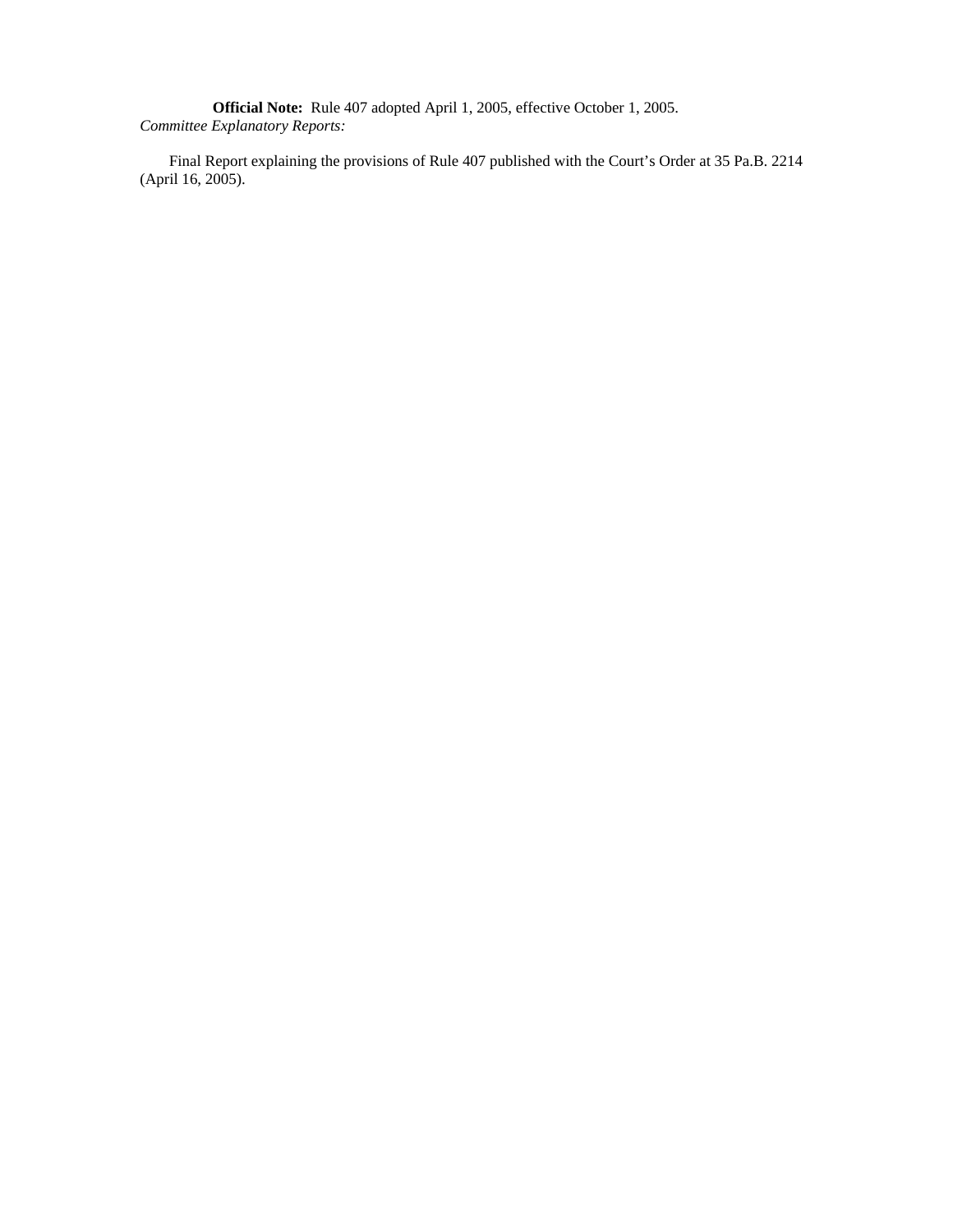**Official Note:** Rule 407 adopted April 1, 2005, effective October 1, 2005.

*Committee Explanatory Reports:*

Final Report explaining the provisions of Rule 407 published with the Court's Order at 35 Pa.B. 2214 (April 16, 2005).